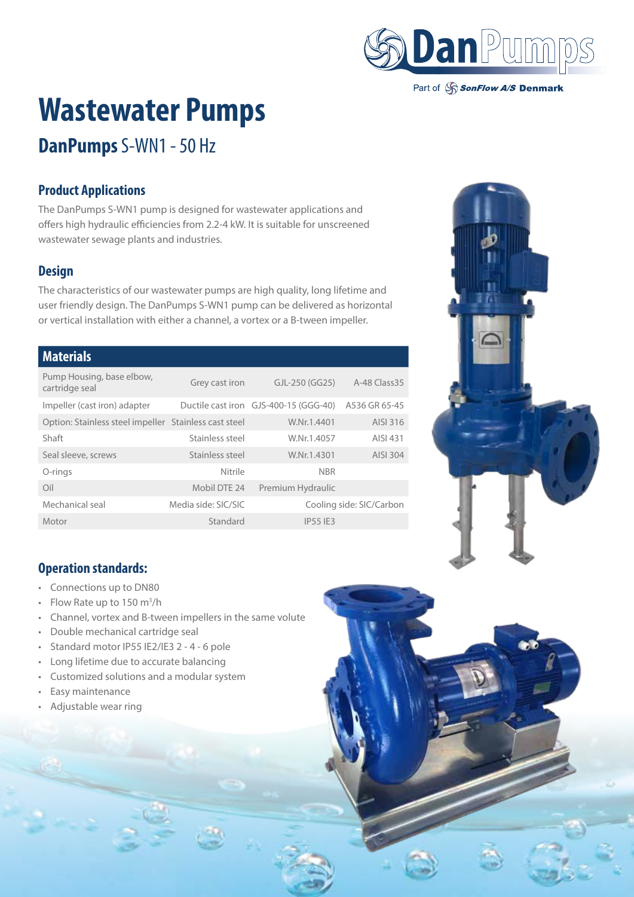# Wastewater Pumps

## DanPumps S-WN1 - 50 Hz

### Product Applications

The DanPumps S-WN1 pump is designed for wastewater applications and offers high hydraulic efficiencies from 2.2-4 kW. It is suitable for unscreened wastewater sewage plants and industries.

### Design

The characteristics of our wastewater pumps are high quality, long lifetime and user friendly design. The DanPumps S-WN1 pump can be delivered as horizontal or vertical installation with either a channel, a vortex or a B-tween impeller.

| Materials | | | |
|---|---|---|---|
| Pump Housing, base elbow, cartridge seal | Grey cast iron | GJL-250 (GG25) | A-48 Class35 |
| Impeller (cast iron) adapter | Ductile cast iron | GJS-400-15 (GGG-40) | A536 GR 65-45 |
| Option: Stainless steel impeller | Stainless cast steel | W.Nr.1.4401 | AISI 316 |
| Shaft | Stainless steel | W.Nr.1.4057 | AISI 431 |
| Seal sleeve, screws | Stainless steel | W.Nr.1.4301 | AISI 304 |
| O-rings | Nitrile | NBR | |
| Oil | Mobil DTE 24 | Premium Hydraulic | |
| Mechanical seal | Media side: SIC/SIC | Cooling side: SIC/Carbon | |
| Motor | Standard | IP55 IE3 | |

### Operation standards:

- Connections up to DN80
- Flow Rate up to 150 m³/h
- Channel, vortex and B-tween impellers in the same volute
- Double mechanical cartridge seal
- Standard motor IP55 IE2/IE3 2 - 4 - 6 pole
- Long lifetime due to accurate balancing
- Customized solutions and a modular system
- Easy maintenance
- Adjustable wear ring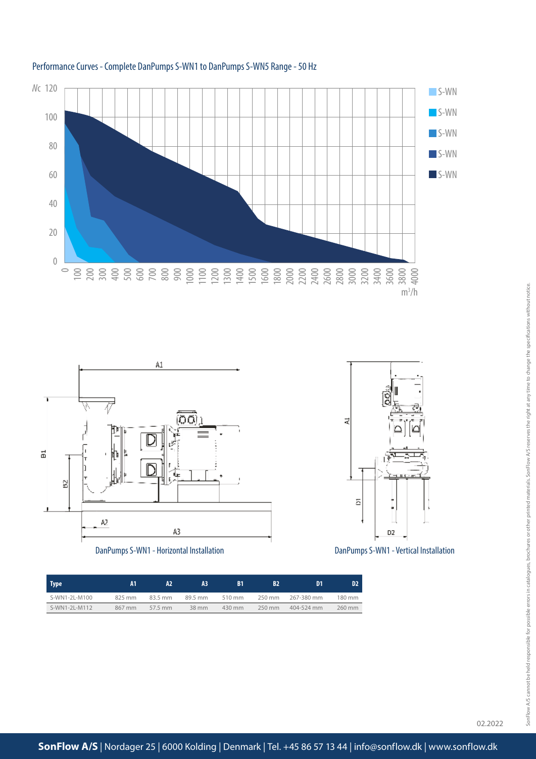## Performance Curves - Complete DanPumps S-WN1 to DanPumps S-WN5 Range - 50 Hz

Mc 120
100
80
60
40
20
0

0 100 200 300 400 500 600 700 800 900 1000 1100 1200 1300 1400 1500 1600 1800 2000 2200 2400 2600 2800 3000 3200 3400 3600 3800 4000

m³/h

S-WN
S-WN
S-WN
S-WN
S-WN

A1
B1
B2
A2
A3

DanPumps S-WN1 - Horizontal Installation

A1
D1
D2

DanPumps S-WN1 - Vertical Installation

| Type | A1 | A2 | A3 | B1 | B2 | D1 | D2 |
|---|---|---|---|---|---|---|---|
| S-WN1-2L-M100 | 825 mm | 83.5 mm | 89.5 mm | 510 mm | 250 mm | 267-380 mm | 180 mm |
| S-WN1-2L-M112 | 867 mm | 57.5 mm | 38 mm | 430 mm | 250 mm | 404-524 mm | 260 mm |

02.2022

SonFlow A/S cannot be held responsible for possible errors in catalogues, brochures or other printed materials. SonFlow A/S reserves the right at any time to change the specifications without notice.

**SonFlow A/S** | Nordager 25 | 6000 Kolding | Denmark | Tel. +45 86 57 13 44 | info@sonflow.dk | www.sonflow.dk